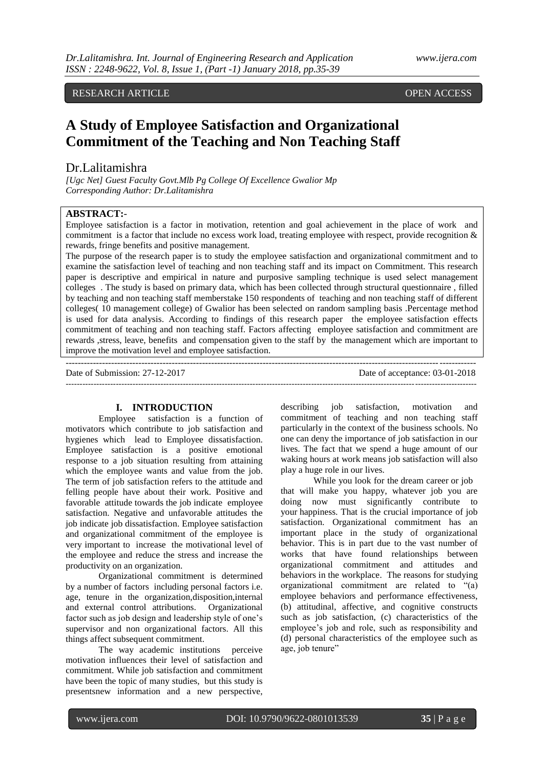RESEARCH ARTICLE OPEN ACCESS

# A Study of Employee Satisfaction and Organizational Commitment of the Teaching and Non Teaching Staff

Dr.Lalitamishra

*[Ugc Net] Guest Faculty Govt.Mlb Pg College Of Excellence Gwalior Mp*
*Corresponding Author: Dr.Lalitamishra*

**ABSTRACT:-**

Employee satisfaction is a factor in motivation, retention and goal achievement in the place of work and commitment is a factor that include no excess work load, treating employee with respect, provide recognition & rewards, fringe benefits and positive management.

The purpose of the research paper is to study the employee satisfaction and organizational commitment and to examine the satisfaction level of teaching and non teaching staff and its impact on Commitment. This research paper is descriptive and empirical in nature and purposive sampling technique is used select management colleges . The study is based on primary data, which has been collected through structural questionnaire , filled by teaching and non teaching staff memberstake 150 respondents of teaching and non teaching staff of different colleges( 10 management college) of Gwalior has been selected on random sampling basis .Percentage method is used for data analysis. According to findings of this research paper the employee satisfaction effects commitment of teaching and non teaching staff. Factors affecting employee satisfaction and commitment are rewards ,stress, leave, benefits and compensation given to the staff by the management which are important to improve the motivation level and employee satisfaction.

Date of Submission: 27-12-2017 Date of acceptance: 03-01-2018

## I. INTRODUCTION

Employee satisfaction is a function of motivators which contribute to job satisfaction and hygienes which lead to Employee dissatisfaction. Employee satisfaction is a positive emotional response to a job situation resulting from attaining which the employee wants and value from the job. The term of job satisfaction refers to the attitude and felling people have about their work. Positive and favorable attitude towards the job indicate employee satisfaction. Negative and unfavorable attitudes the job indicate job dissatisfaction. Employee satisfaction and organizational commitment of the employee is very important to increase the motivational level of the employee and reduce the stress and increase the productivity on an organization.

Organizational commitment is determined by a number of factors including personal factors i.e. age, tenure in the organization,disposition,internal and external control attributions. Organizational factor such as job design and leadership style of one's supervisor and non organizational factors. All this things affect subsequent commitment.

The way academic institutions perceive motivation influences their level of satisfaction and commitment. While job satisfaction and commitment have been the topic of many studies, but this study is presentsnew information and a new perspective, describing job satisfaction, motivation and commitment of teaching and non teaching staff particularly in the context of the business schools. No one can deny the importance of job satisfaction in our lives. The fact that we spend a huge amount of our waking hours at work means job satisfaction will also play a huge role in our lives.

While you look for the dream career or job that will make you happy, whatever job you are doing now must significantly contribute to your happiness. That is the crucial importance of job satisfaction. Organizational commitment has an important place in the study of organizational behavior. This is in part due to the vast number of works that have found relationships between organizational commitment and attitudes and behaviors in the workplace. The reasons for studying organizational commitment are related to "(a) employee behaviors and performance effectiveness, (b) attitudinal, affective, and cognitive constructs such as job satisfaction, (c) characteristics of the employee's job and role, such as responsibility and (d) personal characteristics of the employee such as age, job tenure"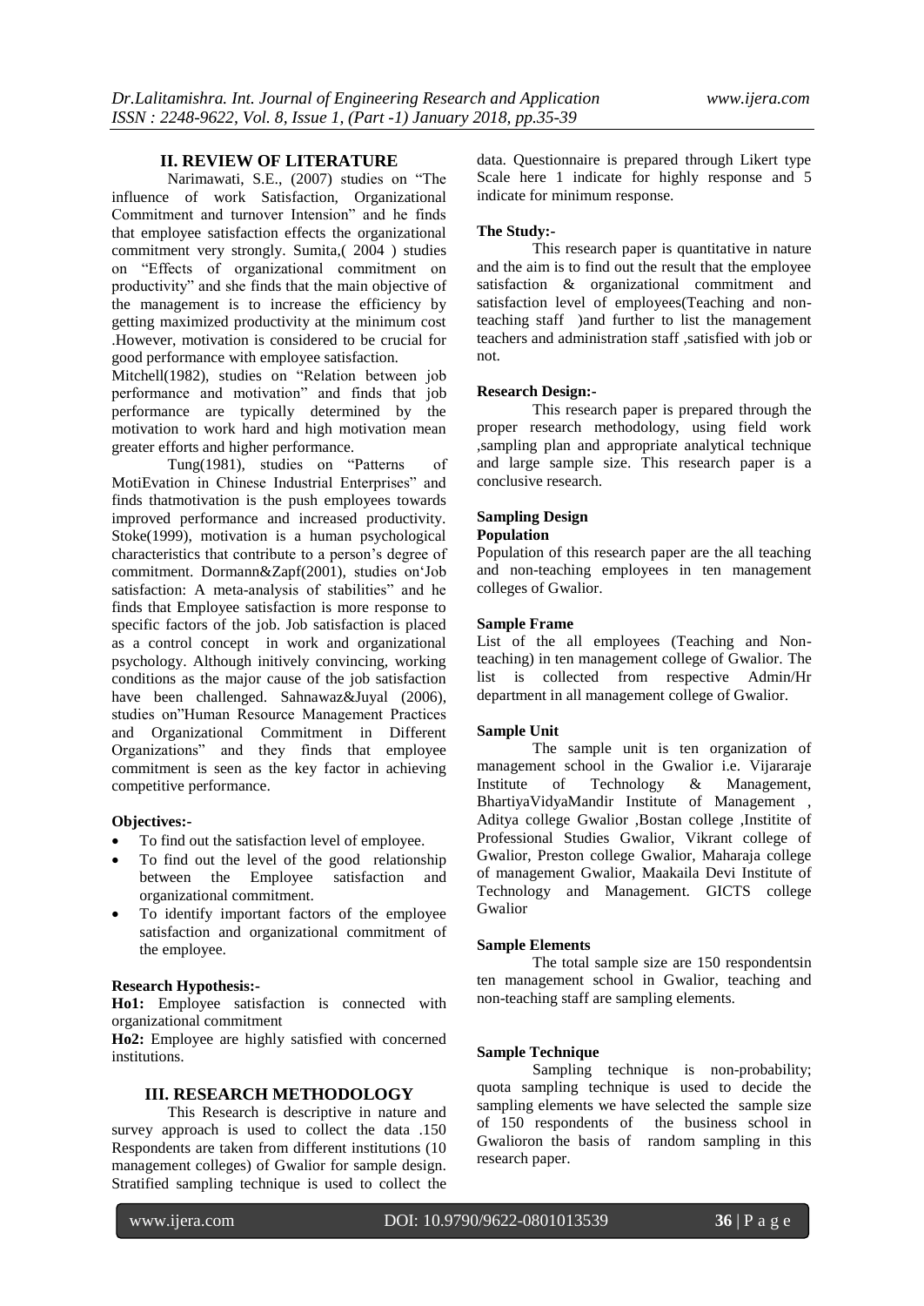## II. REVIEW OF LITERATURE

Narimawati, S.E., (2007) studies on "The influence of work Satisfaction, Organizational Commitment and turnover Intension" and he finds that employee satisfaction effects the organizational commitment very strongly. Sumita,( 2004 ) studies on "Effects of organizational commitment on productivity" and she finds that the main objective of the management is to increase the efficiency by getting maximized productivity at the minimum cost .However, motivation is considered to be crucial for good performance with employee satisfaction.

Mitchell(1982), studies on "Relation between job performance and motivation" and finds that job performance are typically determined by the motivation to work hard and high motivation mean greater efforts and higher performance.

Tung(1981), studies on "Patterns of MotiEvation in Chinese Industrial Enterprises" and finds thatmotivation is the push employees towards improved performance and increased productivity. Stoke(1999), motivation is a human psychological characteristics that contribute to a person's degree of commitment. Dormann&Zapf(2001), studies on'Job satisfaction: A meta-analysis of stabilities" and he finds that Employee satisfaction is more response to specific factors of the job. Job satisfaction is placed as a control concept in work and organizational psychology. Although initively convincing, working conditions as the major cause of the job satisfaction have been challenged. Sahnawaz&Juyal (2006), studies on"Human Resource Management Practices and Organizational Commitment in Different Organizations" and they finds that employee commitment is seen as the key factor in achieving competitive performance.

**Objectives:-**

- To find out the satisfaction level of employee.
- To find out the level of the good relationship between the Employee satisfaction and organizational commitment.
- To identify important factors of the employee satisfaction and organizational commitment of the employee.

**Research Hypothesis:-**

**Ho1:** Employee satisfaction is connected with organizational commitment

**Ho2:** Employee are highly satisfied with concerned institutions.

## III. RESEARCH METHODOLOGY

This Research is descriptive in nature and survey approach is used to collect the data .150 Respondents are taken from different institutions (10 management colleges) of Gwalior for sample design. Stratified sampling technique is used to collect the data. Questionnaire is prepared through Likert type Scale here 1 indicate for highly response and 5 indicate for minimum response.

**The Study:-**

This research paper is quantitative in nature and the aim is to find out the result that the employee satisfaction & organizational commitment and satisfaction level of employees(Teaching and non-teaching staff )and further to list the management teachers and administration staff ,satisfied with job or not.

**Research Design:-**

This research paper is prepared through the proper research methodology, using field work ,sampling plan and appropriate analytical technique and large sample size. This research paper is a conclusive research.

**Sampling Design**

**Population**

Population of this research paper are the all teaching and non-teaching employees in ten management colleges of Gwalior.

**Sample Frame**

List of the all employees (Teaching and Non-teaching) in ten management college of Gwalior. The list is collected from respective Admin/Hr department in all management college of Gwalior.

**Sample Unit**

The sample unit is ten organization of management school in the Gwalior i.e. Vijararaje Institute of Technology & Management, BhartiyaVidyaMandir Institute of Management , Aditya college Gwalior ,Bostan college ,Institite of Professional Studies Gwalior, Vikrant college of Gwalior, Preston college Gwalior, Maharaja college of management Gwalior, Maakaila Devi Institute of Technology and Management. GICTS college Gwalior

**Sample Elements**

The total sample size are 150 respondentsin ten management school in Gwalior, teaching and non-teaching staff are sampling elements.

**Sample Technique**

Sampling technique is non-probability; quota sampling technique is used to decide the sampling elements we have selected the sample size of 150 respondents of the business school in Gwalioron the basis of random sampling in this research paper.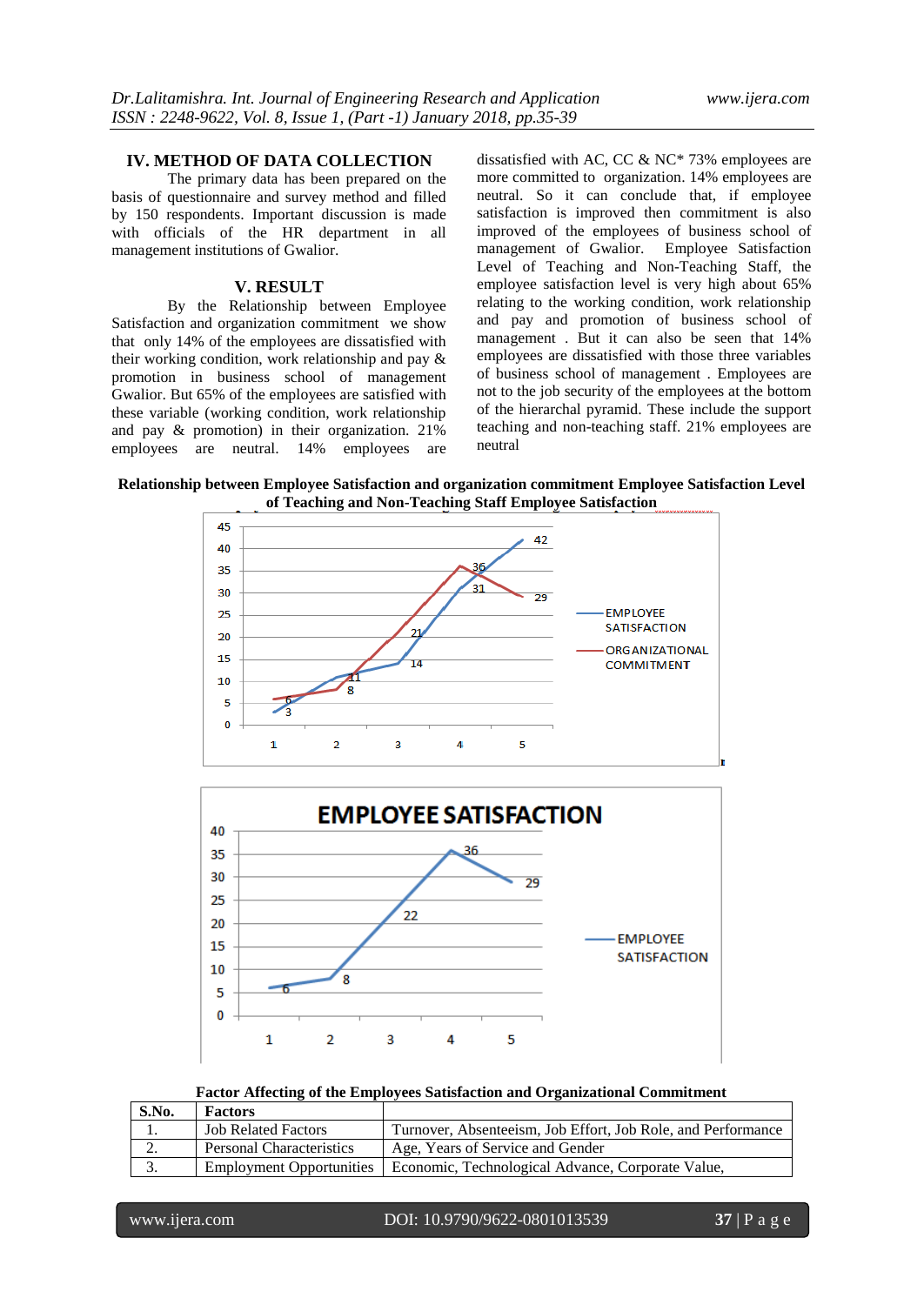## IV. METHOD OF DATA COLLECTION

The primary data has been prepared on the basis of questionnaire and survey method and filled by 150 respondents. Important discussion is made with officials of the HR department in all management institutions of Gwalior.

## V. RESULT

By the Relationship between Employee Satisfaction and organization commitment we show that only 14% of the employees are dissatisfied with their working condition, work relationship and pay & promotion in business school of management Gwalior. But 65% of the employees are satisfied with these variable (working condition, work relationship and pay & promotion) in their organization. 21% employees are neutral. 14% employees are dissatisfied with AC, CC & NC* 73% employees are more committed to organization. 14% employees are neutral. So it can conclude that, if employee satisfaction is improved then commitment is also improved of the employees of business school of management of Gwalior. Employee Satisfaction Level of Teaching and Non-Teaching Staff, the employee satisfaction level is very high about 65% relating to the working condition, work relationship and pay and promotion of business school of management . But it can also be seen that 14% employees are dissatisfied with those three variables of business school of management . Employees are not to the job security of the employees at the bottom of the hierarchal pyramid. These include the support teaching and non-teaching staff. 21% employees are neutral

**Relationship between Employee Satisfaction and organization commitment Employee Satisfaction Level of Teaching and Non-Teaching Staff Employee Satisfaction**

**Factor Affecting of the Employees Satisfaction and Organizational Commitment**

| S.No. | Factors | |
|---|---|---|
| 1. | Job Related Factors | Turnover, Absenteeism, Job Effort, Job Role, and Performance |
| 2. | Personal Characteristics | Age, Years of Service and Gender |
| 3. | Employment Opportunities | Economic, Technological Advance, Corporate Value, |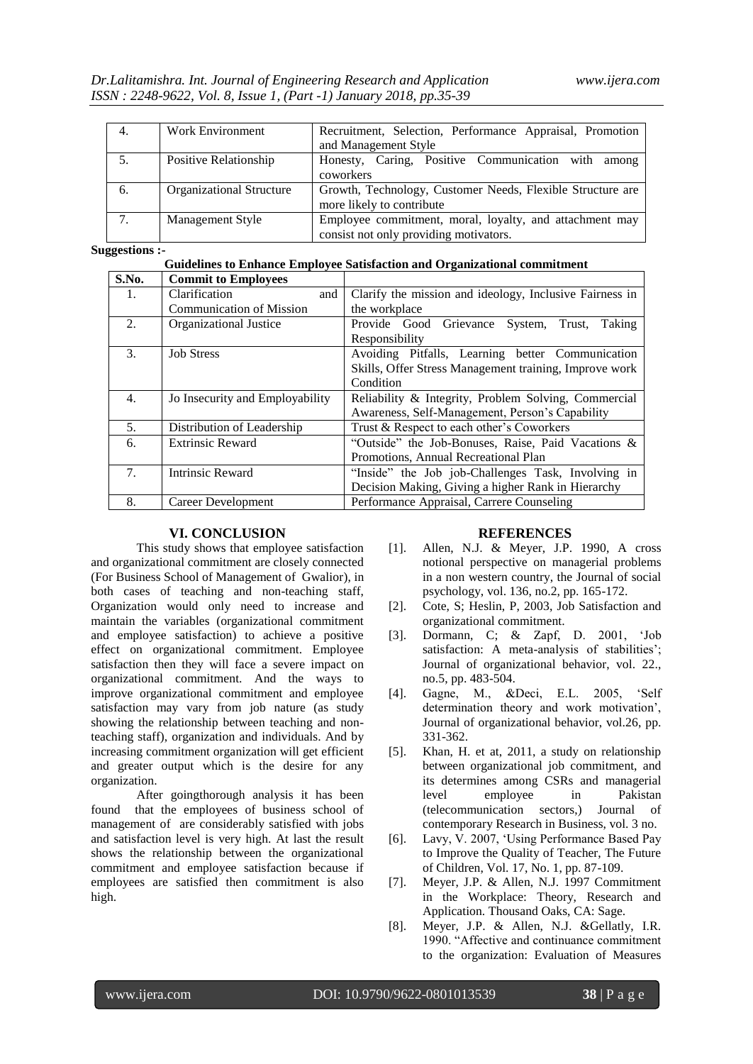| 4. | Work Environment | Recruitment, Selection, Performance Appraisal, Promotion and Management Style |
|---|---|---|
| 5. | Positive Relationship | Honesty, Caring, Positive Communication with among coworkers |
| 6. | Organizational Structure | Growth, Technology, Customer Needs, Flexible Structure are more likely to contribute |
| 7. | Management Style | Employee commitment, moral, loyalty, and attachment may consist not only providing motivators. |

**Suggestions :-**

**Guidelines to Enhance Employee Satisfaction and Organizational commitment**

| S.No. | Commit to Employees | |
|---|---|---|
| 1. | Clarification and Communication of Mission | Clarify the mission and ideology, Inclusive Fairness in the workplace |
| 2. | Organizational Justice | Provide Good Grievance System, Trust, Taking Responsibility |
| 3. | Job Stress | Avoiding Pitfalls, Learning better Communication Skills, Offer Stress Management training, Improve work Condition |
| 4. | Jo Insecurity and Employability | Reliability & Integrity, Problem Solving, Commercial Awareness, Self-Management, Person's Capability |
| 5. | Distribution of Leadership | Trust & Respect to each other's Coworkers |
| 6. | Extrinsic Reward | "Outside" the Job-Bonuses, Raise, Paid Vacations & Promotions, Annual Recreational Plan |
| 7. | Intrinsic Reward | "Inside" the Job job-Challenges Task, Involving in Decision Making, Giving a higher Rank in Hierarchy |
| 8. | Career Development | Performance Appraisal, Carrere Counseling |

## VI. CONCLUSION

This study shows that employee satisfaction and organizational commitment are closely connected (For Business School of Management of Gwalior), in both cases of teaching and non-teaching staff, Organization would only need to increase and maintain the variables (organizational commitment and employee satisfaction) to achieve a positive effect on organizational commitment. Employee satisfaction then they will face a severe impact on organizational commitment. And the ways to improve organizational commitment and employee satisfaction may vary from job nature (as study showing the relationship between teaching and non-teaching staff), organization and individuals. And by increasing commitment organization will get efficient and greater output which is the desire for any organization.

After goingthorough analysis it has been found that the employees of business school of management of are considerably satisfied with jobs and satisfaction level is very high. At last the result shows the relationship between the organizational commitment and employee satisfaction because if employees are satisfied then commitment is also high.

## REFERENCES

[1]. Allen, N.J. & Meyer, J.P. 1990, A cross notional perspective on managerial problems in a non western country, the Journal of social psychology, vol. 136, no.2, pp. 165-172.

[2]. Cote, S; Heslin, P, 2003, Job Satisfaction and organizational commitment.

[3]. Dormann, C; & Zapf, D. 2001, 'Job satisfaction: A meta-analysis of stabilities'; Journal of organizational behavior, vol. 22., no.5, pp. 483-504.

[4]. Gagne, M., &Deci, E.L. 2005, 'Self determination theory and work motivation', Journal of organizational behavior, vol.26, pp. 331-362.

[5]. Khan, H. et at, 2011, a study on relationship between organizational job commitment, and its determines among CSRs and managerial level employee in Pakistan (telecommunication sectors,) Journal of contemporary Research in Business, vol. 3 no.

[6]. Lavy, V. 2007, 'Using Performance Based Pay to Improve the Quality of Teacher, The Future of Children, Vol. 17, No. 1, pp. 87-109.

[7]. Meyer, J.P. & Allen, N.J. 1997 Commitment in the Workplace: Theory, Research and Application. Thousand Oaks, CA: Sage.

[8]. Meyer, J.P. & Allen, N.J. &Gellatly, I.R. 1990. "Affective and continuance commitment to the organization: Evaluation of Measures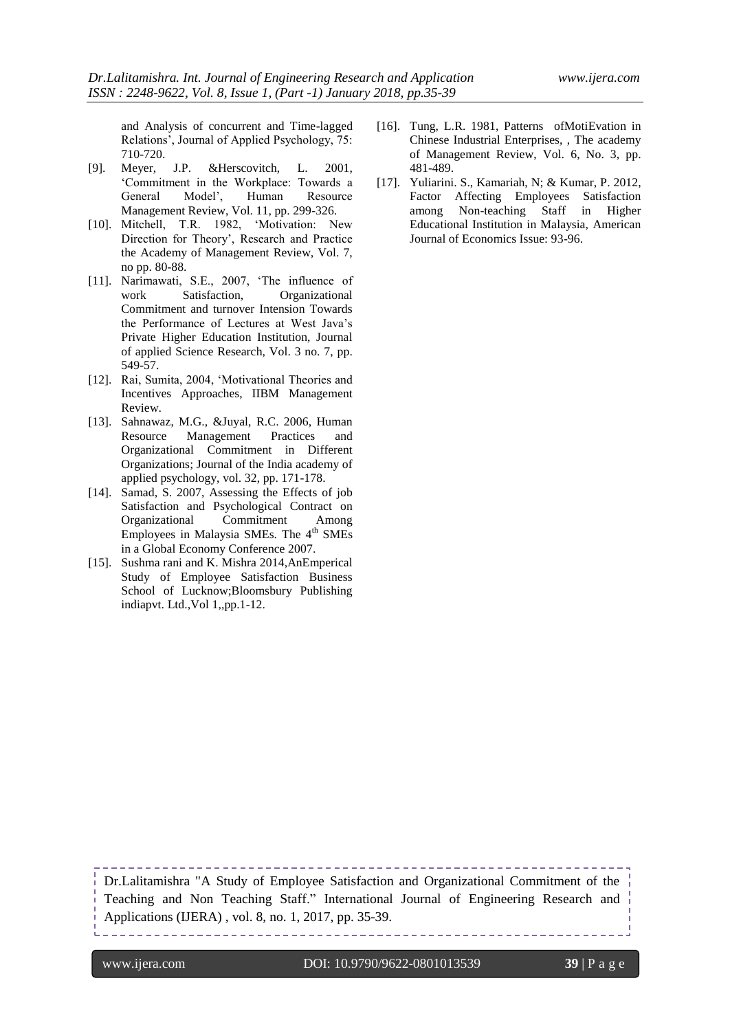and Analysis of concurrent and Time-lagged Relations', Journal of Applied Psychology, 75: 710-720.

[9]. Meyer, J.P. &Herscovitch, L. 2001, 'Commitment in the Workplace: Towards a General Model', Human Resource Management Review, Vol. 11, pp. 299-326.

[10]. Mitchell, T.R. 1982, 'Motivation: New Direction for Theory', Research and Practice the Academy of Management Review, Vol. 7, no pp. 80-88.

[11]. Narimawati, S.E., 2007, 'The influence of work Satisfaction, Organizational Commitment and turnover Intension Towards the Performance of Lectures at West Java's Private Higher Education Institution, Journal of applied Science Research, Vol. 3 no. 7, pp. 549-57.

[12]. Rai, Sumita, 2004, 'Motivational Theories and Incentives Approaches, IIBM Management Review.

[13]. Sahnawaz, M.G., &Juyal, R.C. 2006, Human Resource Management Practices and Organizational Commitment in Different Organizations; Journal of the India academy of applied psychology, vol. 32, pp. 171-178.

[14]. Samad, S. 2007, Assessing the Effects of job Satisfaction and Psychological Contract on Organizational Commitment Among Employees in Malaysia SMEs. The 4th SMEs in a Global Economy Conference 2007.

[15]. Sushma rani and K. Mishra 2014,AnEmperical Study of Employee Satisfaction Business School of Lucknow;Bloomsbury Publishing indiapvt. Ltd.,Vol 1,,pp.1-12.

[16]. Tung, L.R. 1981, Patterns ofMotiEvation in Chinese Industrial Enterprises, , The academy of Management Review, Vol. 6, No. 3, pp. 481-489.

[17]. Yuliarini. S., Kamariah, N; & Kumar, P. 2012, Factor Affecting Employees Satisfaction among Non-teaching Staff in Higher Educational Institution in Malaysia, American Journal of Economics Issue: 93-96.

Dr.Lalitamishra "A Study of Employee Satisfaction and Organizational Commitment of the Teaching and Non Teaching Staff." International Journal of Engineering Research and Applications (IJERA) , vol. 8, no. 1, 2017, pp. 35-39.